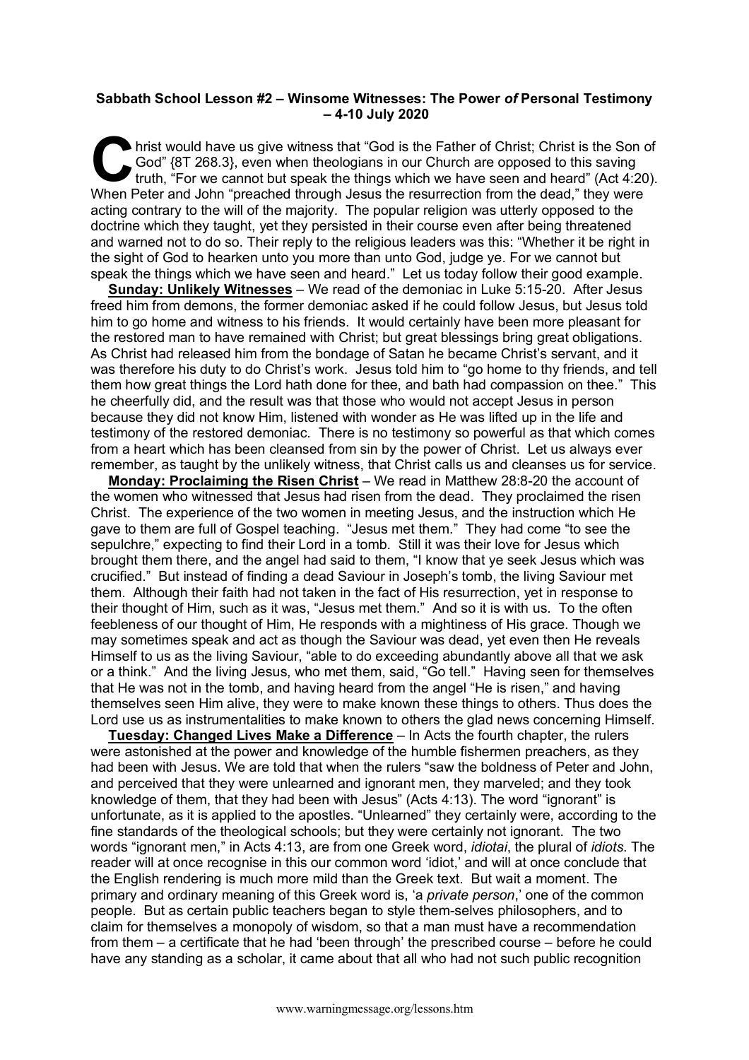**Sabbath School Lesson #2 – Winsome Witnesses: The Power *of* Personal Testimony – 4-10 July 2020**

Christ would have us give witness that "God is the Father of Christ; Christ is the Son of God" {8T 268.3}, even when theologians in our Church are opposed to this saving truth, "For we cannot but speak the things which we have seen and heard" (Act 4:20). When Peter and John "preached through Jesus the resurrection from the dead," they were acting contrary to the will of the majority. The popular religion was utterly opposed to the doctrine which they taught, yet they persisted in their course even after being threatened and warned not to do so. Their reply to the religious leaders was this: "Whether it be right in the sight of God to hearken unto you more than unto God, judge ye. For we cannot but speak the things which we have seen and heard." Let us today follow their good example.

**Sunday: Unlikely Witnesses** – We read of the demoniac in Luke 5:15-20. After Jesus freed him from demons, the former demoniac asked if he could follow Jesus, but Jesus told him to go home and witness to his friends. It would certainly have been more pleasant for the restored man to have remained with Christ; but great blessings bring great obligations. As Christ had released him from the bondage of Satan he became Christ's servant, and it was therefore his duty to do Christ's work. Jesus told him to "go home to thy friends, and tell them how great things the Lord hath done for thee, and bath had compassion on thee." This he cheerfully did, and the result was that those who would not accept Jesus in person because they did not know Him, listened with wonder as He was lifted up in the life and testimony of the restored demoniac. There is no testimony so powerful as that which comes from a heart which has been cleansed from sin by the power of Christ. Let us always ever remember, as taught by the unlikely witness, that Christ calls us and cleanses us for service.

**Monday: Proclaiming the Risen Christ** – We read in Matthew 28:8-20 the account of the women who witnessed that Jesus had risen from the dead. They proclaimed the risen Christ. The experience of the two women in meeting Jesus, and the instruction which He gave to them are full of Gospel teaching. "Jesus met them." They had come "to see the sepulchre," expecting to find their Lord in a tomb. Still it was their love for Jesus which brought them there, and the angel had said to them, "I know that ye seek Jesus which was crucified." But instead of finding a dead Saviour in Joseph's tomb, the living Saviour met them. Although their faith had not taken in the fact of His resurrection, yet in response to their thought of Him, such as it was, "Jesus met them." And so it is with us. To the often feebleness of our thought of Him, He responds with a mightiness of His grace. Though we may sometimes speak and act as though the Saviour was dead, yet even then He reveals Himself to us as the living Saviour, "able to do exceeding abundantly above all that we ask or a think." And the living Jesus, who met them, said, "Go tell." Having seen for themselves that He was not in the tomb, and having heard from the angel "He is risen," and having themselves seen Him alive, they were to make known these things to others. Thus does the Lord use us as instrumentalities to make known to others the glad news concerning Himself.

**Tuesday: Changed Lives Make a Difference** – In Acts the fourth chapter, the rulers were astonished at the power and knowledge of the humble fishermen preachers, as they had been with Jesus. We are told that when the rulers "saw the boldness of Peter and John, and perceived that they were unlearned and ignorant men, they marveled; and they took knowledge of them, that they had been with Jesus" (Acts 4:13). The word "ignorant" is unfortunate, as it is applied to the apostles. "Unlearned" they certainly were, according to the fine standards of the theological schools; but they were certainly not ignorant. The two words "ignorant men," in Acts 4:13, are from one Greek word, *idiotai*, the plural of *idiots*. The reader will at once recognise in this our common word 'idiot,' and will at once conclude that the English rendering is much more mild than the Greek text. But wait a moment. The primary and ordinary meaning of this Greek word is, 'a *private person*,' one of the common people. But as certain public teachers began to style them-selves philosophers, and to claim for themselves a monopoly of wisdom, so that a man must have a recommendation from them – a certificate that he had 'been through' the prescribed course – before he could have any standing as a scholar, it came about that all who had not such public recognition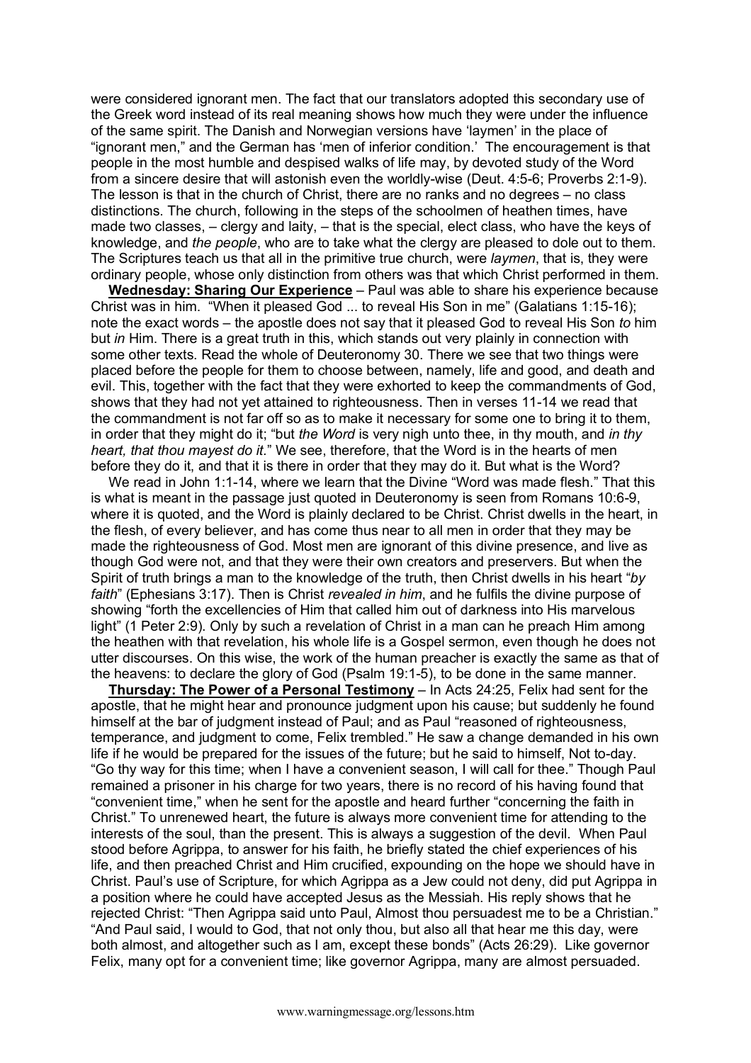were considered ignorant men. The fact that our translators adopted this secondary use of the Greek word instead of its real meaning shows how much they were under the influence of the same spirit. The Danish and Norwegian versions have 'laymen' in the place of "ignorant men," and the German has 'men of inferior condition.' The encouragement is that people in the most humble and despised walks of life may, by devoted study of the Word from a sincere desire that will astonish even the worldly-wise (Deut. 4:5-6; Proverbs 2:1-9). The lesson is that in the church of Christ, there are no ranks and no degrees – no class distinctions. The church, following in the steps of the schoolmen of heathen times, have made two classes, – clergy and laity, – that is the special, elect class, who have the keys of knowledge, and *the people*, who are to take what the clergy are pleased to dole out to them. The Scriptures teach us that all in the primitive true church, were *laymen*, that is, they were ordinary people, whose only distinction from others was that which Christ performed in them.

**Wednesday: Sharing Our Experience** – Paul was able to share his experience because Christ was in him. "When it pleased God ... to reveal His Son in me" (Galatians 1:15-16); note the exact words – the apostle does not say that it pleased God to reveal His Son *to* him but *in* Him. There is a great truth in this, which stands out very plainly in connection with some other texts. Read the whole of Deuteronomy 30. There we see that two things were placed before the people for them to choose between, namely, life and good, and death and evil. This, together with the fact that they were exhorted to keep the commandments of God, shows that they had not yet attained to righteousness. Then in verses 11-14 we read that the commandment is not far off so as to make it necessary for some one to bring it to them, in order that they might do it; "but *the Word* is very nigh unto thee, in thy mouth, and *in thy heart, that thou mayest do it.*" We see, therefore, that the Word is in the hearts of men before they do it, and that it is there in order that they may do it. But what is the Word?

We read in John 1:1-14, where we learn that the Divine "Word was made flesh." That this is what is meant in the passage just quoted in Deuteronomy is seen from Romans 10:6-9, where it is quoted, and the Word is plainly declared to be Christ. Christ dwells in the heart, in the flesh, of every believer, and has come thus near to all men in order that they may be made the righteousness of God. Most men are ignorant of this divine presence, and live as though God were not, and that they were their own creators and preservers. But when the Spirit of truth brings a man to the knowledge of the truth, then Christ dwells in his heart "*by faith*" (Ephesians 3:17). Then is Christ *revealed in him*, and he fulfils the divine purpose of showing "forth the excellencies of Him that called him out of darkness into His marvelous light" (1 Peter 2:9). Only by such a revelation of Christ in a man can he preach Him among the heathen with that revelation, his whole life is a Gospel sermon, even though he does not utter discourses. On this wise, the work of the human preacher is exactly the same as that of the heavens: to declare the glory of God (Psalm 19:1-5), to be done in the same manner.

**Thursday: The Power of a Personal Testimony** – In Acts 24:25, Felix had sent for the apostle, that he might hear and pronounce judgment upon his cause; but suddenly he found himself at the bar of judgment instead of Paul; and as Paul "reasoned of righteousness, temperance, and judgment to come, Felix trembled." He saw a change demanded in his own life if he would be prepared for the issues of the future; but he said to himself, Not to-day. "Go thy way for this time; when I have a convenient season, I will call for thee." Though Paul remained a prisoner in his charge for two years, there is no record of his having found that "convenient time," when he sent for the apostle and heard further "concerning the faith in Christ." To unrenewed heart, the future is always more convenient time for attending to the interests of the soul, than the present. This is always a suggestion of the devil. When Paul stood before Agrippa, to answer for his faith, he briefly stated the chief experiences of his life, and then preached Christ and Him crucified, expounding on the hope we should have in Christ. Paul's use of Scripture, for which Agrippa as a Jew could not deny, did put Agrippa in a position where he could have accepted Jesus as the Messiah. His reply shows that he rejected Christ: "Then Agrippa said unto Paul, Almost thou persuadest me to be a Christian." "And Paul said, I would to God, that not only thou, but also all that hear me this day, were both almost, and altogether such as I am, except these bonds" (Acts 26:29). Like governor Felix, many opt for a convenient time; like governor Agrippa, many are almost persuaded.